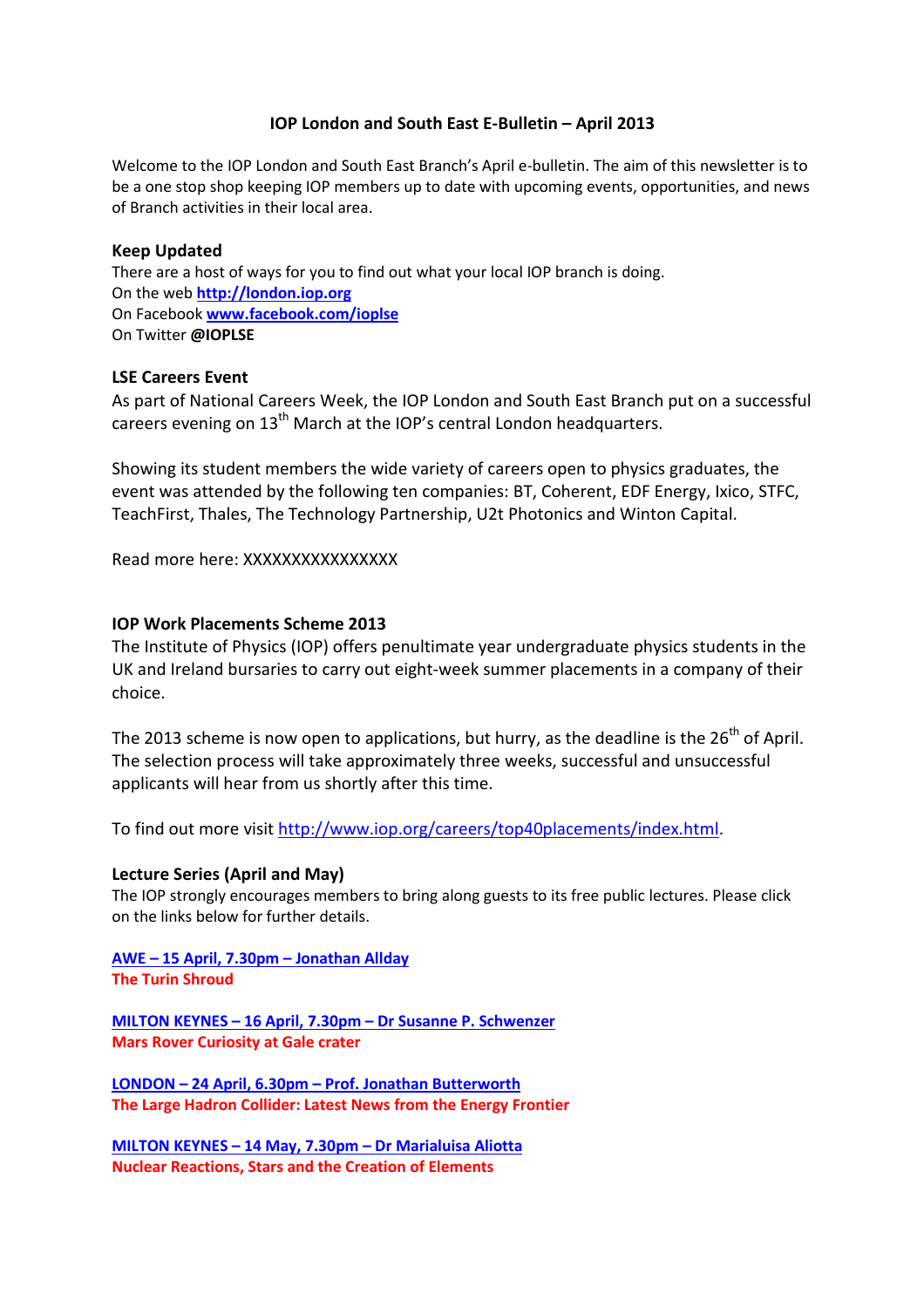# IOP London and South East E-Bulletin – April 2013

Welcome to the IOP London and South East Branch's April e-bulletin. The aim of this newsletter is to be a one stop shop keeping IOP members up to date with upcoming events, opportunities, and news of Branch activities in their local area.

## Keep Updated

There are a host of ways for you to find out what your local IOP branch is doing.
On the web **http://london.iop.org**
On Facebook **www.facebook.com/ioplse**
On Twitter **@IOPLSE**

## LSE Careers Event

As part of National Careers Week, the IOP London and South East Branch put on a successful careers evening on 13th March at the IOP's central London headquarters.

Showing its student members the wide variety of careers open to physics graduates, the event was attended by the following ten companies: BT, Coherent, EDF Energy, Ixico, STFC, TeachFirst, Thales, The Technology Partnership, U2t Photonics and Winton Capital.

Read more here: XXXXXXXXXXXXXXX

## IOP Work Placements Scheme 2013

The Institute of Physics (IOP) offers penultimate year undergraduate physics students in the UK and Ireland bursaries to carry out eight-week summer placements in a company of their choice.

The 2013 scheme is now open to applications, but hurry, as the deadline is the 26th of April. The selection process will take approximately three weeks, successful and unsuccessful applicants will hear from us shortly after this time.

To find out more visit http://www.iop.org/careers/top40placements/index.html.

## Lecture Series (April and May)

The IOP strongly encourages members to bring along guests to its free public lectures. Please click on the links below for further details.

**AWE – 15 April, 7.30pm – Jonathan Allday**
**The Turin Shroud**

**MILTON KEYNES – 16 April, 7.30pm – Dr Susanne P. Schwenzer**
**Mars Rover Curiosity at Gale crater**

**LONDON – 24 April, 6.30pm – Prof. Jonathan Butterworth**
**The Large Hadron Collider: Latest News from the Energy Frontier**

**MILTON KEYNES – 14 May, 7.30pm – Dr Marialuisa Aliotta**
**Nuclear Reactions, Stars and the Creation of Elements**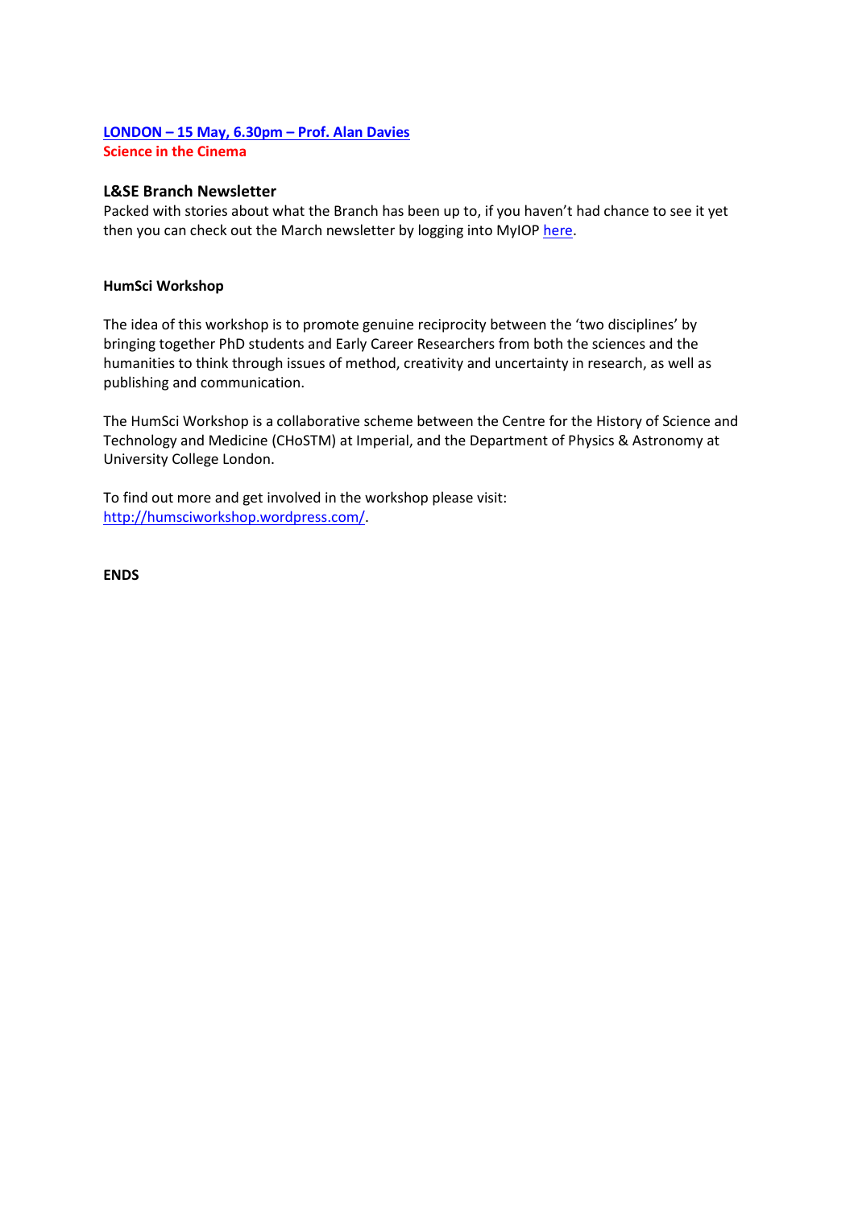**LONDON – 15 May, 6.30pm – Prof. Alan Davies**
**Science in the Cinema**

### L&SE Branch Newsletter

Packed with stories about what the Branch has been up to, if you haven't had chance to see it yet then you can check out the March newsletter by logging into MyIOP here.

**HumSci Workshop**

The idea of this workshop is to promote genuine reciprocity between the 'two disciplines' by bringing together PhD students and Early Career Researchers from both the sciences and the humanities to think through issues of method, creativity and uncertainty in research, as well as publishing and communication.

The HumSci Workshop is a collaborative scheme between the Centre for the History of Science and Technology and Medicine (CHoSTM) at Imperial, and the Department of Physics & Astronomy at University College London.

To find out more and get involved in the workshop please visit: http://humsciworkshop.wordpress.com/.

**ENDS**